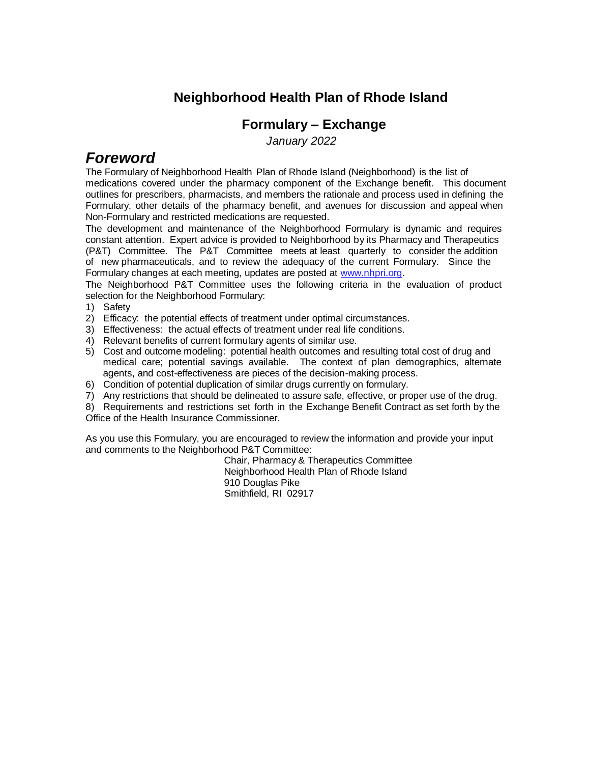# Neighborhood Health Plan of Rhode Island

## Formulary – Exchange

*January 2022*

## *Foreword*

The Formulary of Neighborhood Health Plan of Rhode Island (Neighborhood) is the list of medications covered under the pharmacy component of the Exchange benefit. This document outlines for prescribers, pharmacists, and members the rationale and process used in defining the Formulary, other details of the pharmacy benefit, and avenues for discussion and appeal when Non-Formulary and restricted medications are requested.

The development and maintenance of the Neighborhood Formulary is dynamic and requires constant attention. Expert advice is provided to Neighborhood by its Pharmacy and Therapeutics (P&T) Committee. The P&T Committee meets at least quarterly to consider the addition of new pharmaceuticals, and to review the adequacy of the current Formulary. Since the Formulary changes at each meeting, updates are posted at [www.nhpri.org](http://www.nhpri.org).

The Neighborhood P&T Committee uses the following criteria in the evaluation of product selection for the Neighborhood Formulary:

1) Safety
2) Efficacy: the potential effects of treatment under optimal circumstances.
3) Effectiveness: the actual effects of treatment under real life conditions.
4) Relevant benefits of current formulary agents of similar use.
5) Cost and outcome modeling: potential health outcomes and resulting total cost of drug and medical care; potential savings available. The context of plan demographics, alternate agents, and cost-effectiveness are pieces of the decision-making process.
6) Condition of potential duplication of similar drugs currently on formulary.
7) Any restrictions that should be delineated to assure safe, effective, or proper use of the drug.
8) Requirements and restrictions set forth in the Exchange Benefit Contract as set forth by the Office of the Health Insurance Commissioner.

As you use this Formulary, you are encouraged to review the information and provide your input and comments to the Neighborhood P&T Committee:

Chair, Pharmacy & Therapeutics Committee
Neighborhood Health Plan of Rhode Island
910 Douglas Pike
Smithfield, RI 02917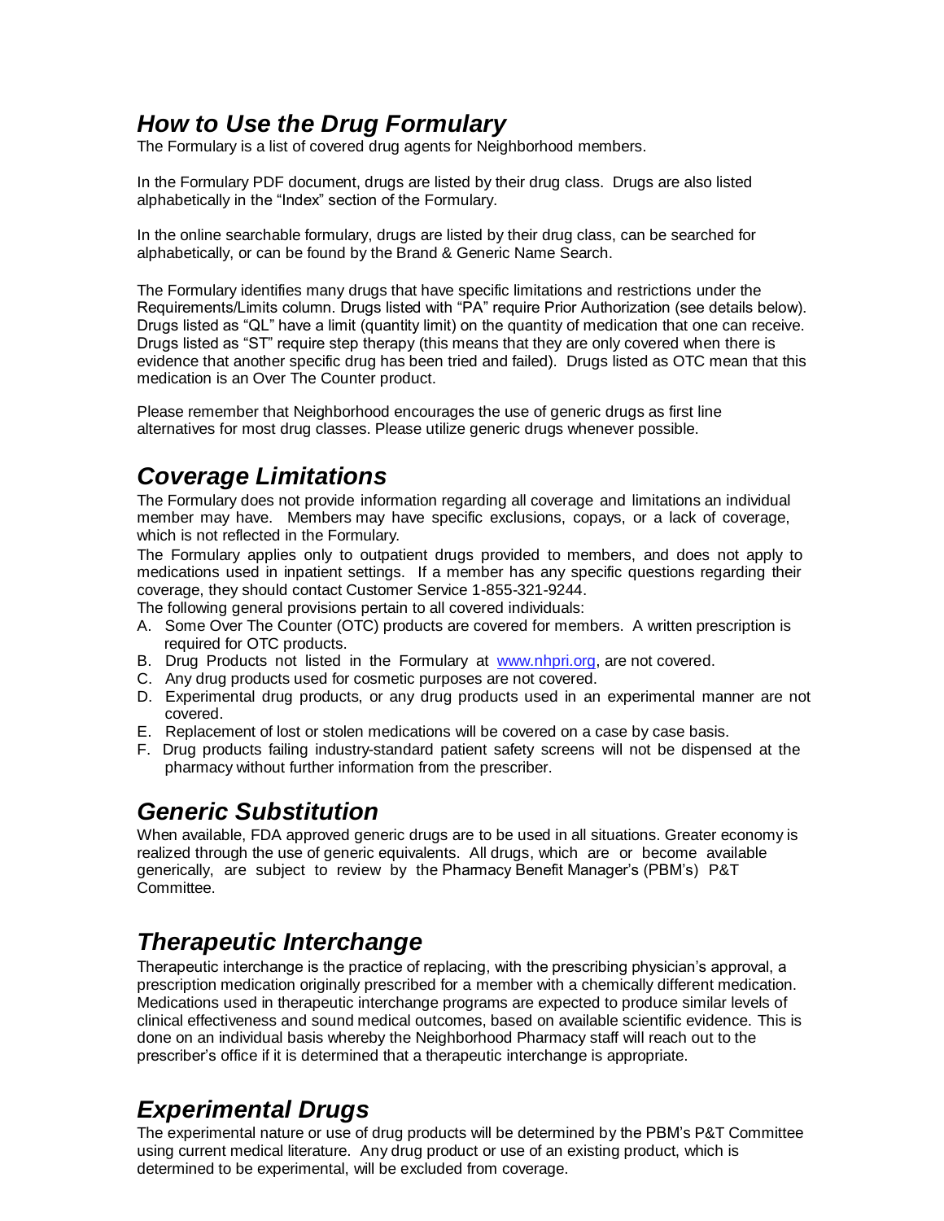## *How to Use the Drug Formulary*

The Formulary is a list of covered drug agents for Neighborhood members.

In the Formulary PDF document, drugs are listed by their drug class. Drugs are also listed alphabetically in the "Index" section of the Formulary.

In the online searchable formulary, drugs are listed by their drug class, can be searched for alphabetically, or can be found by the Brand & Generic Name Search.

The Formulary identifies many drugs that have specific limitations and restrictions under the Requirements/Limits column. Drugs listed with "PA" require Prior Authorization (see details below). Drugs listed as "QL" have a limit (quantity limit) on the quantity of medication that one can receive. Drugs listed as "ST" require step therapy (this means that they are only covered when there is evidence that another specific drug has been tried and failed). Drugs listed as OTC mean that this medication is an Over The Counter product.

Please remember that Neighborhood encourages the use of generic drugs as first line alternatives for most drug classes. Please utilize generic drugs whenever possible.

## *Coverage Limitations*

The Formulary does not provide information regarding all coverage and limitations an individual member may have. Members may have specific exclusions, copays, or a lack of coverage, which is not reflected in the Formulary.

The Formulary applies only to outpatient drugs provided to members, and does not apply to medications used in inpatient settings. If a member has any specific questions regarding their coverage, they should contact Customer Service 1-855-321-9244.

The following general provisions pertain to all covered individuals:

A. Some Over The Counter (OTC) products are covered for members. A written prescription is required for OTC products.
B. Drug Products not listed in the Formulary at www.nhpri.org, are not covered.
C. Any drug products used for cosmetic purposes are not covered.
D. Experimental drug products, or any drug products used in an experimental manner are not covered.
E. Replacement of lost or stolen medications will be covered on a case by case basis.
F. Drug products failing industry-standard patient safety screens will not be dispensed at the pharmacy without further information from the prescriber.

## *Generic Substitution*

When available, FDA approved generic drugs are to be used in all situations. Greater economy is realized through the use of generic equivalents. All drugs, which are or become available generically, are subject to review by the Pharmacy Benefit Manager's (PBM's) P&T Committee.

## *Therapeutic Interchange*

Therapeutic interchange is the practice of replacing, with the prescribing physician's approval, a prescription medication originally prescribed for a member with a chemically different medication. Medications used in therapeutic interchange programs are expected to produce similar levels of clinical effectiveness and sound medical outcomes, based on available scientific evidence. This is done on an individual basis whereby the Neighborhood Pharmacy staff will reach out to the prescriber's office if it is determined that a therapeutic interchange is appropriate.

## *Experimental Drugs*

The experimental nature or use of drug products will be determined by the PBM's P&T Committee using current medical literature. Any drug product or use of an existing product, which is determined to be experimental, will be excluded from coverage.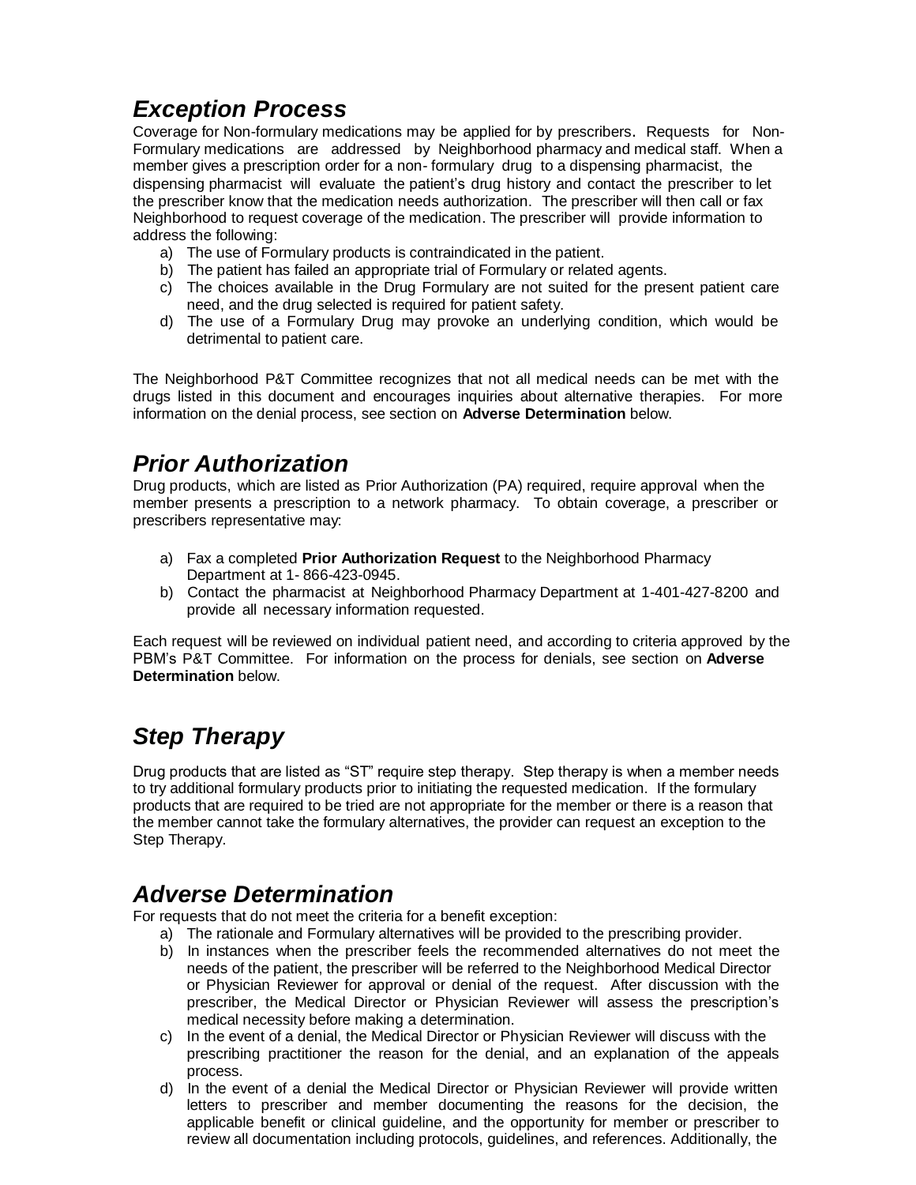## *Exception Process*

Coverage for Non-formulary medications may be applied for by prescribers. Requests for Non-Formulary medications are addressed by Neighborhood pharmacy and medical staff. When a member gives a prescription order for a non- formulary drug to a dispensing pharmacist, the dispensing pharmacist will evaluate the patient's drug history and contact the prescriber to let the prescriber know that the medication needs authorization. The prescriber will then call or fax Neighborhood to request coverage of the medication. The prescriber will provide information to address the following:

a) The use of Formulary products is contraindicated in the patient.
b) The patient has failed an appropriate trial of Formulary or related agents.
c) The choices available in the Drug Formulary are not suited for the present patient care need, and the drug selected is required for patient safety.
d) The use of a Formulary Drug may provoke an underlying condition, which would be detrimental to patient care.

The Neighborhood P&T Committee recognizes that not all medical needs can be met with the drugs listed in this document and encourages inquiries about alternative therapies. For more information on the denial process, see section on **Adverse Determination** below.

## *Prior Authorization*

Drug products, which are listed as Prior Authorization (PA) required, require approval when the member presents a prescription to a network pharmacy. To obtain coverage, a prescriber or prescribers representative may:

a) Fax a completed **Prior Authorization Request** to the Neighborhood Pharmacy Department at 1- 866-423-0945.
b) Contact the pharmacist at Neighborhood Pharmacy Department at 1-401-427-8200 and provide all necessary information requested.

Each request will be reviewed on individual patient need, and according to criteria approved by the PBM's P&T Committee. For information on the process for denials, see section on **Adverse Determination** below.

## *Step Therapy*

Drug products that are listed as "ST" require step therapy. Step therapy is when a member needs to try additional formulary products prior to initiating the requested medication. If the formulary products that are required to be tried are not appropriate for the member or there is a reason that the member cannot take the formulary alternatives, the provider can request an exception to the Step Therapy.

## *Adverse Determination*

For requests that do not meet the criteria for a benefit exception:

a) The rationale and Formulary alternatives will be provided to the prescribing provider.
b) In instances when the prescriber feels the recommended alternatives do not meet the needs of the patient, the prescriber will be referred to the Neighborhood Medical Director or Physician Reviewer for approval or denial of the request. After discussion with the prescriber, the Medical Director or Physician Reviewer will assess the prescription's medical necessity before making a determination.
c) In the event of a denial, the Medical Director or Physician Reviewer will discuss with the prescribing practitioner the reason for the denial, and an explanation of the appeals process.
d) In the event of a denial the Medical Director or Physician Reviewer will provide written letters to prescriber and member documenting the reasons for the decision, the applicable benefit or clinical guideline, and the opportunity for member or prescriber to review all documentation including protocols, guidelines, and references. Additionally, the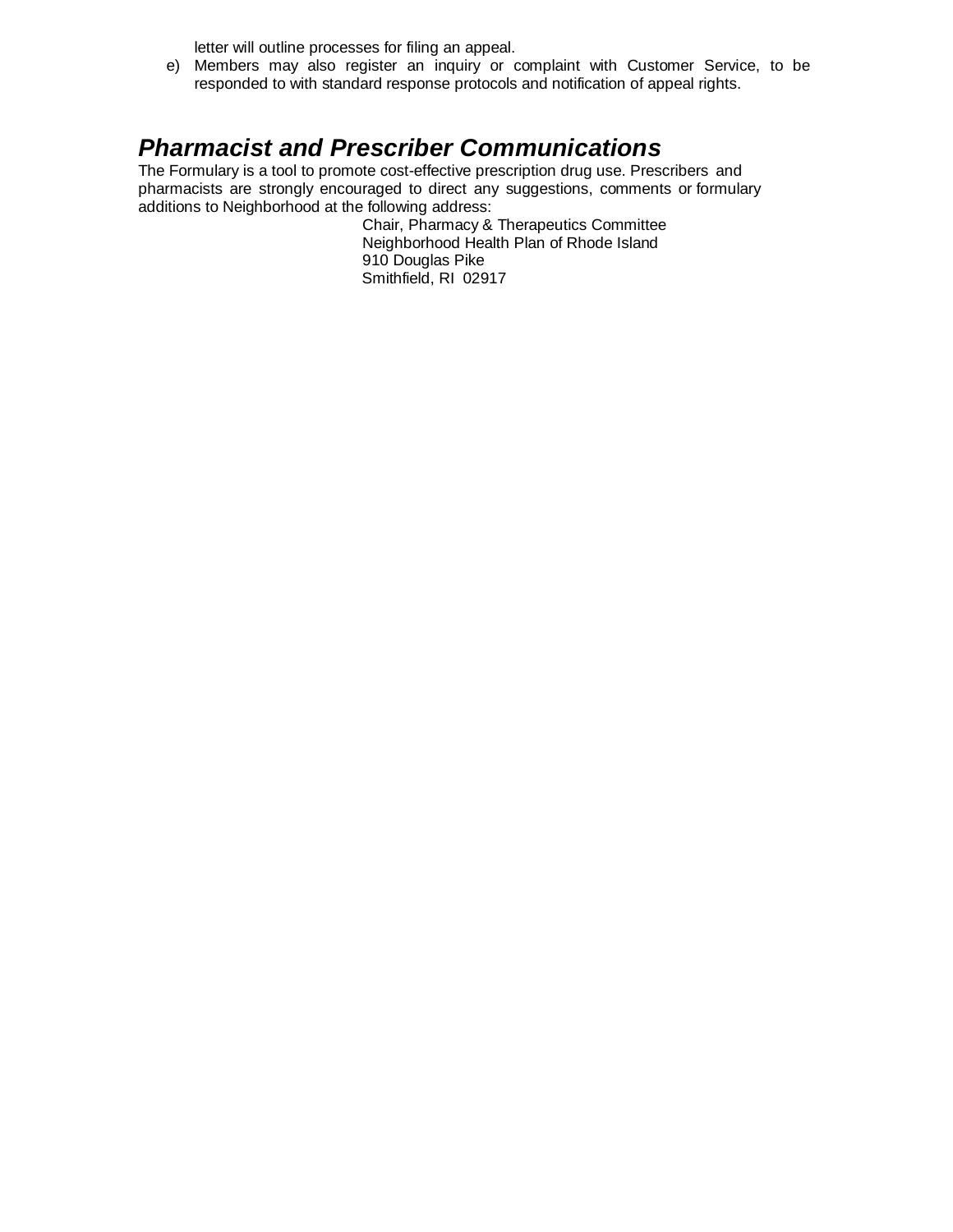letter will outline processes for filing an appeal.

e) Members may also register an inquiry or complaint with Customer Service, to be responded to with standard response protocols and notification of appeal rights.

## *Pharmacist and Prescriber Communications*

The Formulary is a tool to promote cost-effective prescription drug use. Prescribers and pharmacists are strongly encouraged to direct any suggestions, comments or formulary additions to Neighborhood at the following address:

Chair, Pharmacy & Therapeutics Committee
Neighborhood Health Plan of Rhode Island
910 Douglas Pike
Smithfield, RI 02917